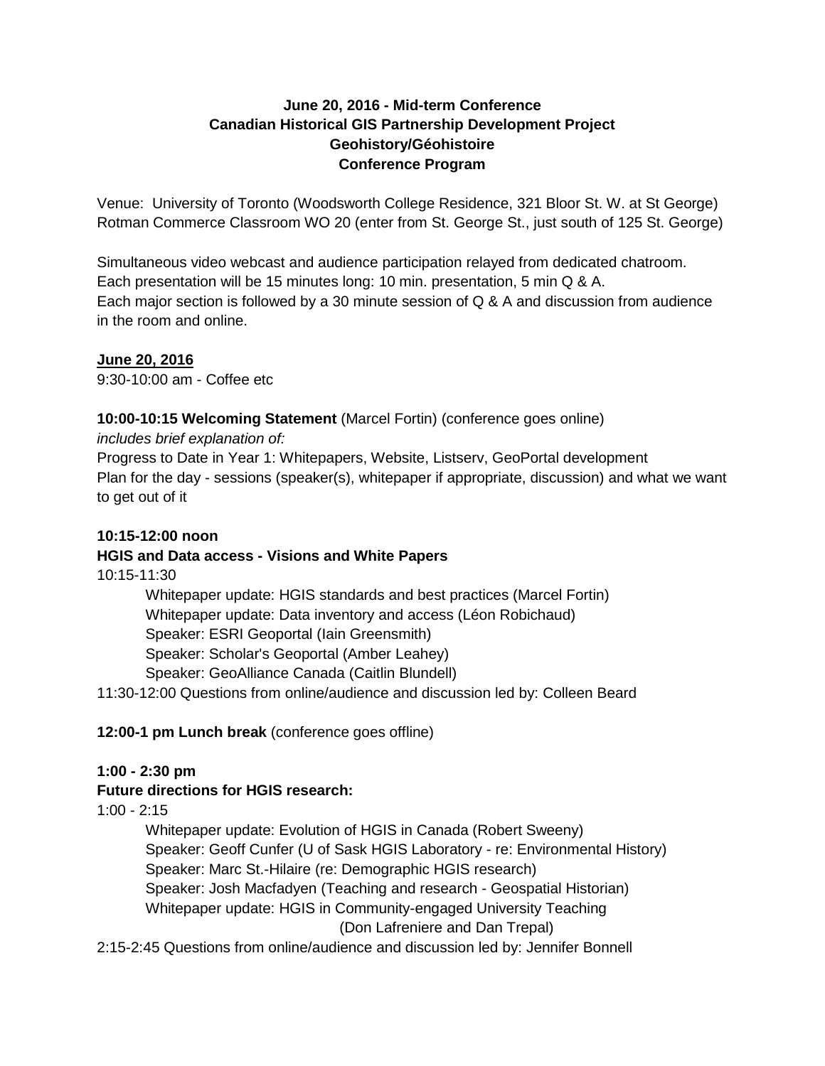# June 20, 2016 - Mid-term Conference
# Canadian Historical GIS Partnership Development Project
# Geohistory/Géohistoire
# Conference Program

Venue: University of Toronto (Woodsworth College Residence, 321 Bloor St. W. at St George)
Rotman Commerce Classroom WO 20 (enter from St. George St., just south of 125 St. George)

Simultaneous video webcast and audience participation relayed from dedicated chatroom.
Each presentation will be 15 minutes long: 10 min. presentation, 5 min Q & A.
Each major section is followed by a 30 minute session of Q & A and discussion from audience in the room and online.

**June 20, 2016**

9:30-10:00 am - Coffee etc

**10:00-10:15 Welcoming Statement** (Marcel Fortin) (conference goes online)

*includes brief explanation of:*

Progress to Date in Year 1: Whitepapers, Website, Listserv, GeoPortal development
Plan for the day - sessions (speaker(s), whitepaper if appropriate, discussion) and what we want to get out of it

**10:15-12:00 noon**
**HGIS and Data access - Visions and White Papers**

10:15-11:30

- Whitepaper update: HGIS standards and best practices (Marcel Fortin)
- Whitepaper update: Data inventory and access (Léon Robichaud)
- Speaker: ESRI Geoportal (Iain Greensmith)
- Speaker: Scholar's Geoportal (Amber Leahey)
- Speaker: GeoAlliance Canada (Caitlin Blundell)

11:30-12:00 Questions from online/audience and discussion led by: Colleen Beard

**12:00-1 pm Lunch break** (conference goes offline)

**1:00 - 2:30 pm**
**Future directions for HGIS research:**

1:00 - 2:15

- Whitepaper update: Evolution of HGIS in Canada (Robert Sweeny)
- Speaker: Geoff Cunfer (U of Sask HGIS Laboratory - re: Environmental History)
- Speaker: Marc St.-Hilaire (re: Demographic HGIS research)
- Speaker: Josh Macfadyen (Teaching and research - Geospatial Historian)
- Whitepaper update: HGIS in Community-engaged University Teaching (Don Lafreniere and Dan Trepal)

2:15-2:45 Questions from online/audience and discussion led by: Jennifer Bonnell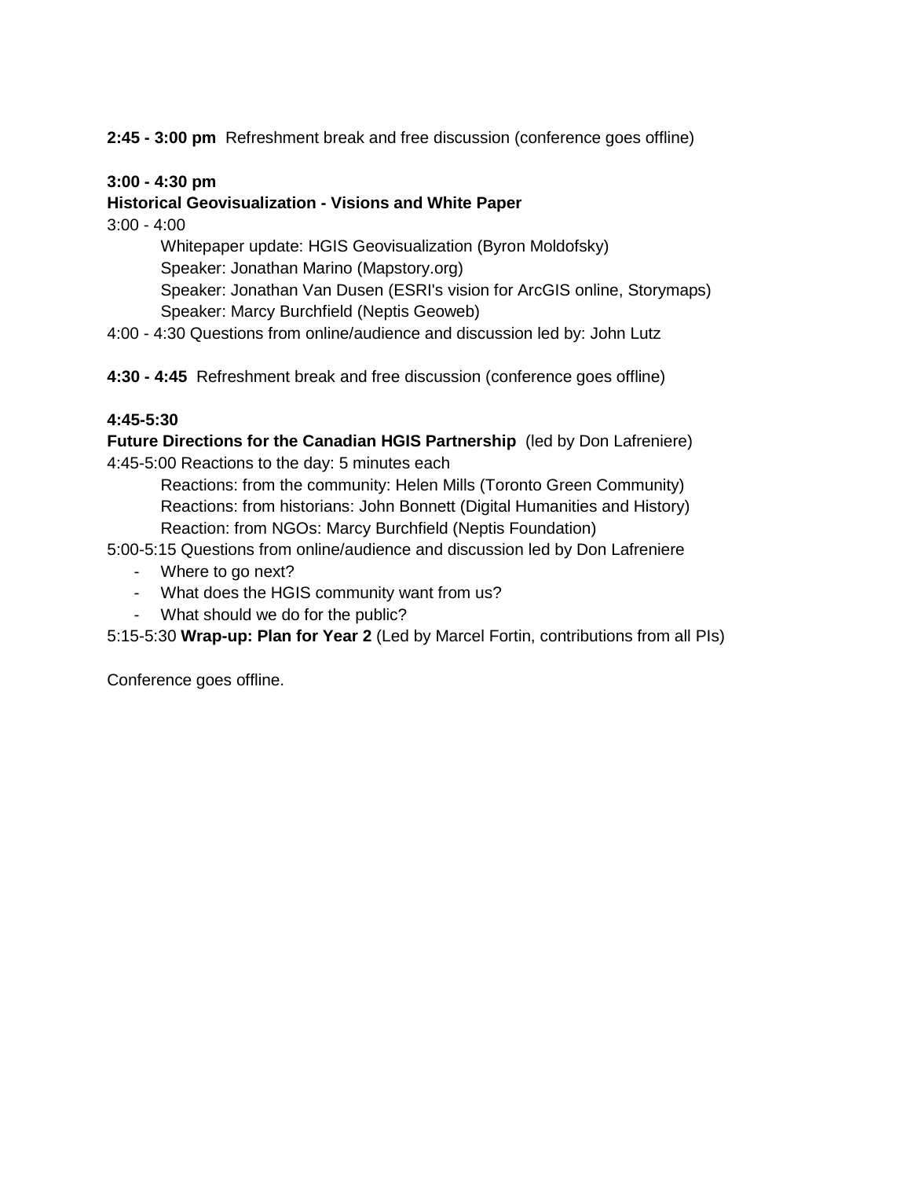**2:45 - 3:00 pm** Refreshment break and free discussion (conference goes offline)

**3:00 - 4:30 pm**

**Historical Geovisualization - Visions and White Paper**

3:00 - 4:00

Whitepaper update: HGIS Geovisualization (Byron Moldofsky)
Speaker: Jonathan Marino (Mapstory.org)
Speaker: Jonathan Van Dusen (ESRI's vision for ArcGIS online, Storymaps)
Speaker: Marcy Burchfield (Neptis Geoweb)

4:00 - 4:30 Questions from online/audience and discussion led by: John Lutz

**4:30 - 4:45** Refreshment break and free discussion (conference goes offline)

**4:45-5:30**

**Future Directions for the Canadian HGIS Partnership** (led by Don Lafreniere)

4:45-5:00 Reactions to the day: 5 minutes each

Reactions: from the community: Helen Mills (Toronto Green Community)
Reactions: from historians: John Bonnett (Digital Humanities and History)
Reaction: from NGOs: Marcy Burchfield (Neptis Foundation)

5:00-5:15 Questions from online/audience and discussion led by Don Lafreniere

- Where to go next?
- What does the HGIS community want from us?
- What should we do for the public?

5:15-5:30 **Wrap-up: Plan for Year 2** (Led by Marcel Fortin, contributions from all PIs)

Conference goes offline.